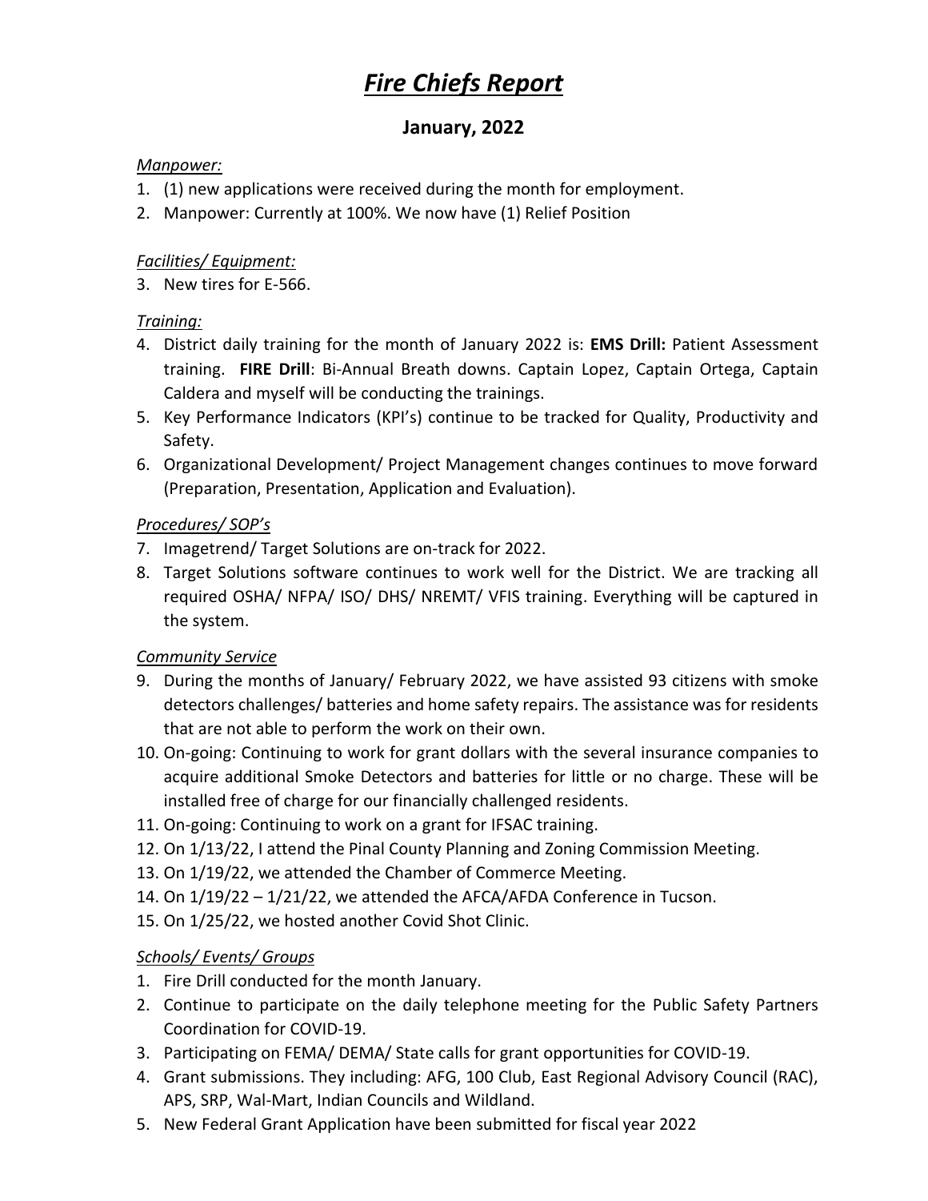# *Fire Chiefs Report*

## January, 2022

*Manpower:*

1. (1) new applications were received during the month for employment.
2. Manpower: Currently at 100%. We now have (1) Relief Position

*Facilities/ Equipment:*

3. New tires for E-566.

*Training:*

4. District daily training for the month of January 2022 is: **EMS Drill:** Patient Assessment training. **FIRE Drill**: Bi-Annual Breath downs. Captain Lopez, Captain Ortega, Captain Caldera and myself will be conducting the trainings.
5. Key Performance Indicators (KPI's) continue to be tracked for Quality, Productivity and Safety.
6. Organizational Development/ Project Management changes continues to move forward (Preparation, Presentation, Application and Evaluation).

*Procedures/ SOP's*

7. Imagetrend/ Target Solutions are on-track for 2022.
8. Target Solutions software continues to work well for the District. We are tracking all required OSHA/ NFPA/ ISO/ DHS/ NREMT/ VFIS training. Everything will be captured in the system.

*Community Service*

9. During the months of January/ February 2022, we have assisted 93 citizens with smoke detectors challenges/ batteries and home safety repairs. The assistance was for residents that are not able to perform the work on their own.
10. On-going: Continuing to work for grant dollars with the several insurance companies to acquire additional Smoke Detectors and batteries for little or no charge. These will be installed free of charge for our financially challenged residents.
11. On-going: Continuing to work on a grant for IFSAC training.
12. On 1/13/22, I attend the Pinal County Planning and Zoning Commission Meeting.
13. On 1/19/22, we attended the Chamber of Commerce Meeting.
14. On 1/19/22 – 1/21/22, we attended the AFCA/AFDA Conference in Tucson.
15. On 1/25/22, we hosted another Covid Shot Clinic.

*Schools/ Events/ Groups*

1. Fire Drill conducted for the month January.
2. Continue to participate on the daily telephone meeting for the Public Safety Partners Coordination for COVID-19.
3. Participating on FEMA/ DEMA/ State calls for grant opportunities for COVID-19.
4. Grant submissions. They including: AFG, 100 Club, East Regional Advisory Council (RAC), APS, SRP, Wal-Mart, Indian Councils and Wildland.
5. New Federal Grant Application have been submitted for fiscal year 2022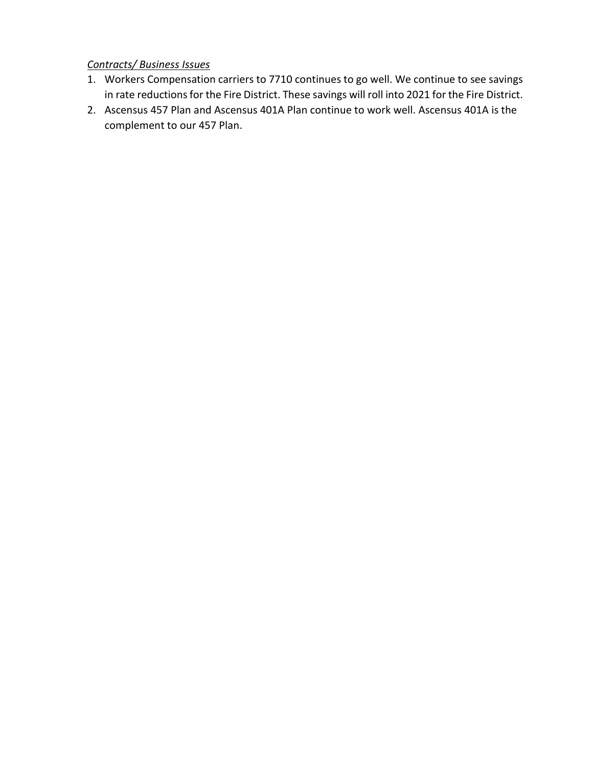*<u>Contracts/ Business Issues</u>*

1. Workers Compensation carriers to 7710 continues to go well. We continue to see savings in rate reductions for the Fire District. These savings will roll into 2021 for the Fire District.
2. Ascensus 457 Plan and Ascensus 401A Plan continue to work well. Ascensus 401A is the complement to our 457 Plan.